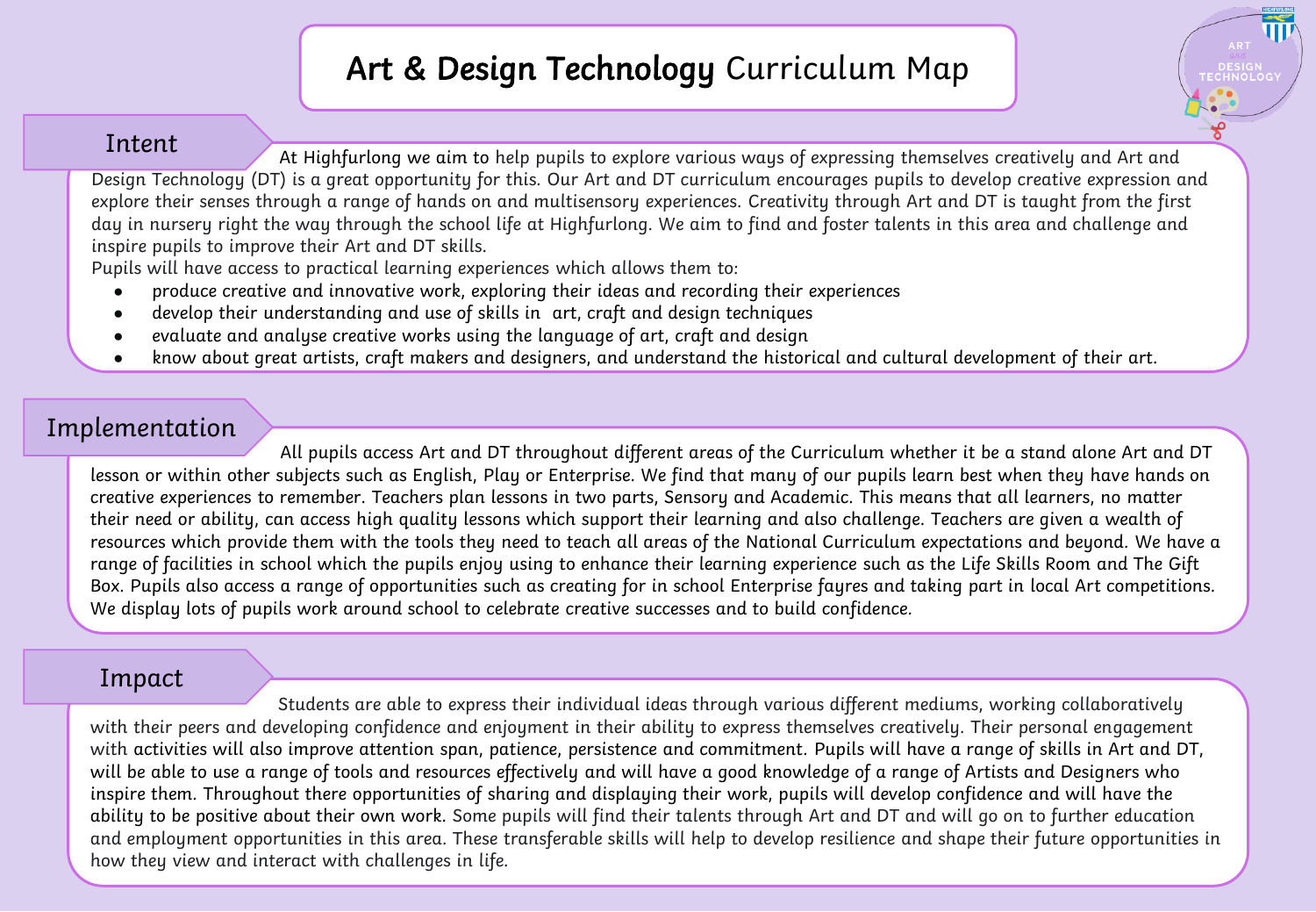# Art & Design Technology Curriculum Map

## Intent

At Highfurlong we aim to help pupils to explore various ways of expressing themselves creatively and Art and Design Technology (DT) is a great opportunity for this. Our Art and DT curriculum encourages pupils to develop creative expression and explore their senses through a range of hands on and multisensory experiences. Creativity through Art and DT is taught from the first day in nursery right the way through the school life at Highfurlong. We aim to find and foster talents in this area and challenge and inspire pupils to improve their Art and DT skills.

Pupils will have access to practical learning experiences which allows them to:

- produce creative and innovative work, exploring their ideas and recording their experiences
- develop their understanding and use of skills in art, craft and design techniques
- evaluate and analyse creative works using the language of art, craft and design
- know about great artists, craft makers and designers, and understand the historical and cultural development of their art.

## Implementation

All pupils access Art and DT throughout different areas of the Curriculum whether it be a stand alone Art and DT lesson or within other subjects such as English, Play or Enterprise. We find that many of our pupils learn best when they have hands on creative experiences to remember. Teachers plan lessons in two parts, Sensory and Academic. This means that all learners, no matter their need or ability, can access high quality lessons which support their learning and also challenge. Teachers are given a wealth of resources which provide them with the tools they need to teach all areas of the National Curriculum expectations and beyond. We have a range of facilities in school which the pupils enjoy using to enhance their learning experience such as the Life Skills Room and The Gift Box. Pupils also access a range of opportunities such as creating for in school Enterprise fayres and taking part in local Art competitions. We display lots of pupils work around school to celebrate creative successes and to build confidence.

## Impact

Students are able to express their individual ideas through various different mediums, working collaboratively with their peers and developing confidence and enjoyment in their ability to express themselves creatively. Their personal engagement with activities will also improve attention span, patience, persistence and commitment. Pupils will have a range of skills in Art and DT, will be able to use a range of tools and resources effectively and will have a good knowledge of a range of Artists and Designers who inspire them. Throughout there opportunities of sharing and displaying their work, pupils will develop confidence and will have the ability to be positive about their own work. Some pupils will find their talents through Art and DT and will go on to further education and employment opportunities in this area. These transferable skills will help to develop resilience and shape their future opportunities in how they view and interact with challenges in life.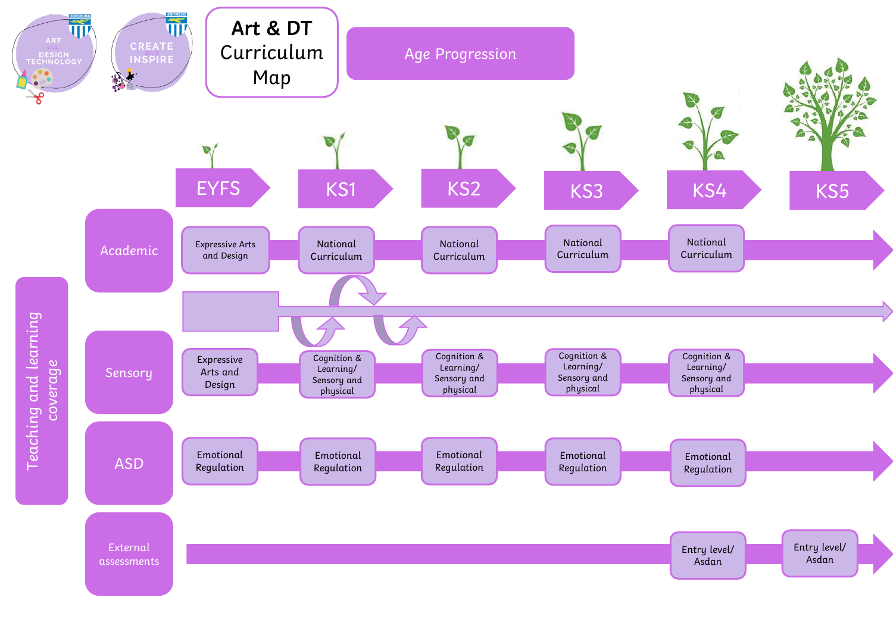ART and DESIGN TECHNOLOGY

CREATE and INSPIRE

# Art & DT Curriculum Map

Age Progression

| | EYFS | KS1 | KS2 | KS3 | KS4 | KS5 |
|---|---|---|---|---|---|---|
| Academic | Expressive Arts and Design | National Curriculum | National Curriculum | National Curriculum | National Curriculum | |
| Sensory | Expressive Arts and Design | Cognition & Learning/ Sensory and physical | Cognition & Learning/ Sensory and physical | Cognition & Learning/ Sensory and physical | Cognition & Learning/ Sensory and physical | |
| ASD | Emotional Regulation | Emotional Regulation | Emotional Regulation | Emotional Regulation | Emotional Regulation | |
| External assessments | | | | | Entry level/ Asdan | Entry level/ Asdan |

Teaching and learning coverage